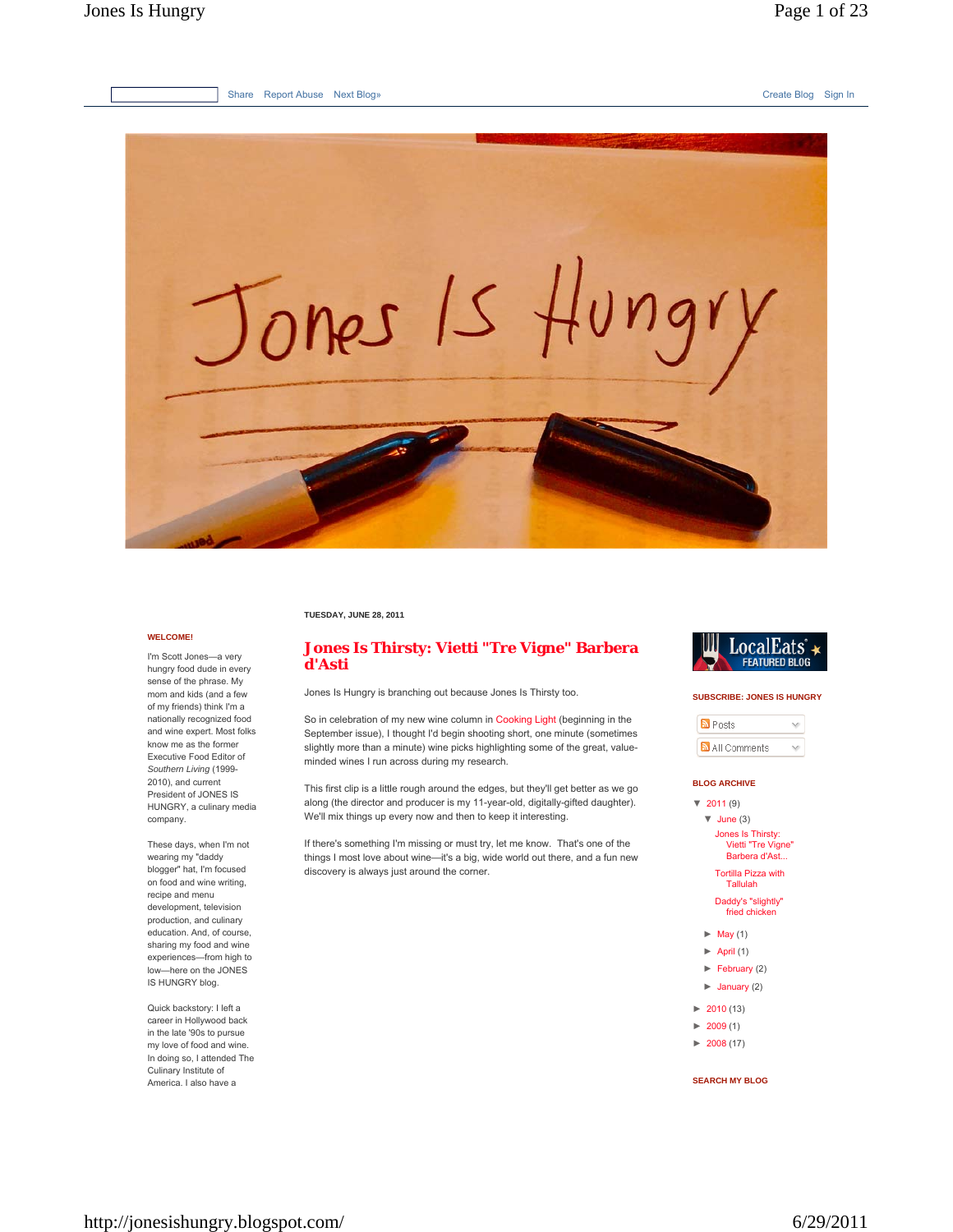Share Report Abuse Next Blog» Create Blog Sign In

# Jones Is Hungry

TUESDAY, JUNE 28, 2011

## Jones Is Thirsty: Vietti "Tre Vigne" Barbera d'Asti

Jones Is Hungry is branching out because Jones Is Thirsty too.

So in celebration of my new wine column in Cooking Light (beginning in the September issue), I thought I'd begin shooting short, one minute (sometimes slightly more than a minute) wine picks highlighting some of the great, value-minded wines I run across during my research.

This first clip is a little rough around the edges, but they'll get better as we go along (the director and producer is my 11-year-old, digitally-gifted daughter). We'll mix things up every now and then to keep it interesting.

If there's something I'm missing or must try, let me know. That's one of the things I most love about wine—it's a big, wide world out there, and a fun new discovery is always just around the corner.

**WELCOME!**

I'm Scott Jones—a very hungry food dude in every sense of the phrase. My mom and kids (and a few of my friends) think I'm a nationally recognized food and wine expert. Most folks know me as the former Executive Food Editor of *Southern Living* (1999-2010), and current President of JONES IS HUNGRY, a culinary media company.

These days, when I'm not wearing my "daddy blogger" hat, I'm focused on food and wine writing, recipe and menu development, television production, and culinary education. And, of course, sharing my food and wine experiences—from high to low—here on the JONES IS HUNGRY blog.

Quick backstory: I left a career in Hollywood back in the late '90s to pursue my love of food and wine. In doing so, I attended The Culinary Institute of America. I also have a

LocalEats FEATURED BLOG

**SUBSCRIBE: JONES IS HUNGRY**

- Posts
- All Comments

**BLOG ARCHIVE**

- ▼ 2011 (9)
  - ▼ June (3)
    - Jones Is Thirsty: Vietti "Tre Vigne" Barbera d'Ast...
    - Tortilla Pizza with Tallulah
    - Daddy's "slightly" fried chicken
  - ► May (1)
  - ► April (1)
  - ► February (2)
  - ► January (2)
- ► 2010 (13)
- ► 2009 (1)
- ► 2008 (17)

**SEARCH MY BLOG**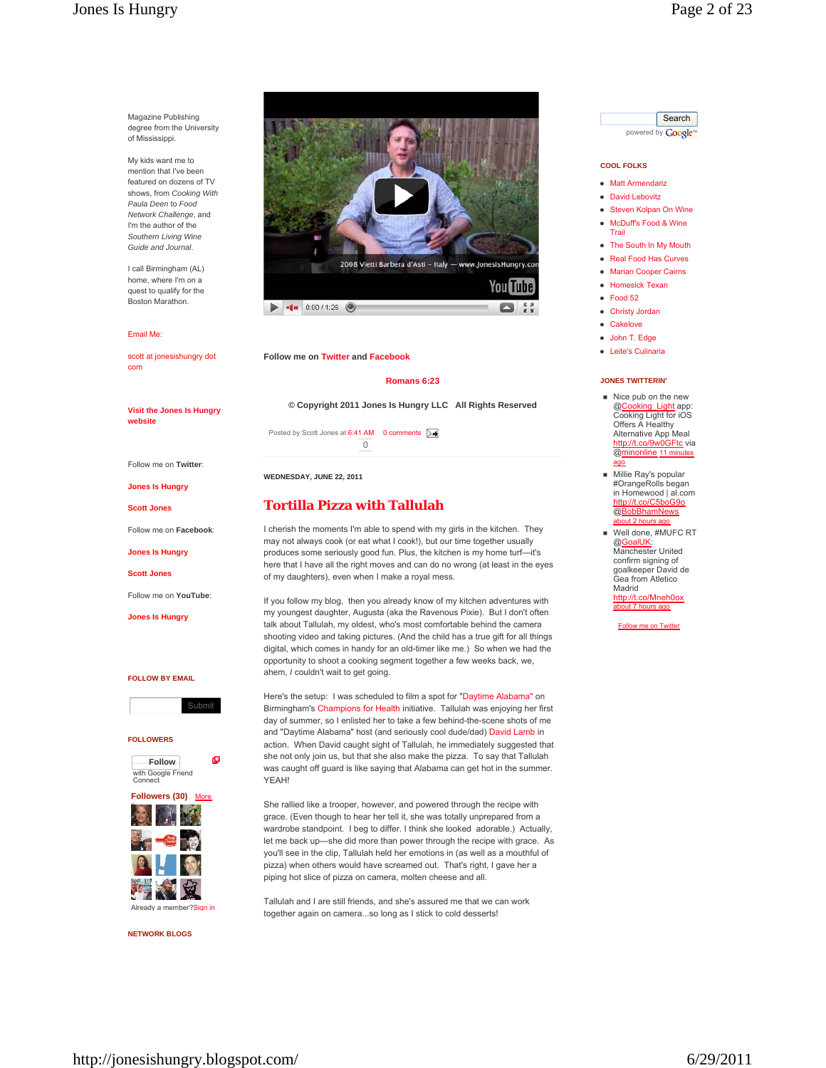Magazine Publishing degree from the University of Mississippi.

My kids want me to mention that I've been featured on dozens of TV shows, from *Cooking With Paula Deen* to *Food Network Challenge*, and I'm the author of the *Southern Living Wine Guide and Journal*.

I call Birmingham (AL) home, where I'm on a quest to qualify for the Boston Marathon.

Email Me:

scott at jonesishungry dot com

**Visit the Jones Is Hungry website**

Follow me on **Twitter**:

**Jones Is Hungry**

**Scott Jones**

Follow me on **Facebook**:

**Jones Is Hungry**

**Scott Jones**

Follow me on **YouTube**:

**Jones Is Hungry**

**FOLLOW BY EMAIL**

Submit

**FOLLOWERS**

Follow with Google Friend Connect

**Followers (30)** More

Already a member? Sign in

**NETWORK BLOGS**

2008 Vietti Barbera d'Asti - Italy — www.JonesIsHungry.com

0:00 / 1:26

**Follow me on Twitter and Facebook**

**Romans 6:23**

**© Copyright 2011 Jones Is Hungry LLC All Rights Reserved**

Posted by Scott Jones at 6:41 AM 0 comments

0

**WEDNESDAY, JUNE 22, 2011**

## Tortilla Pizza with Tallulah

I cherish the moments I'm able to spend with my girls in the kitchen. They may not always cook (or eat what I cook!), but our time together usually produces some seriously good fun. Plus, the kitchen is my home turf—it's here that I have all the right moves and can do no wrong (at least in the eyes of my daughters), even when I make a royal mess.

If you follow my blog, then you already know of my kitchen adventures with my youngest daughter, Augusta (aka the Ravenous Pixie). But I don't often talk about Tallulah, my oldest, who's most comfortable behind the camera shooting video and taking pictures. (And the child has a true gift for all things digital, which comes in handy for an old-timer like me.) So when we had the opportunity to shoot a cooking segment together a few weeks back, we, ahem, *I* couldn't wait to get going.

Here's the setup: I was scheduled to film a spot for "Daytime Alabama" on Birmingham's Champions for Health initiative. Tallulah was enjoying her first day of summer, so I enlisted her to take a few behind-the-scene shots of me and "Daytime Alabama" host (and seriously cool dude/dad) David Lamb in action. When David caught sight of Tallulah, he immediately suggested that she not only join us, but that she also make the pizza. To say that Tallulah was caught off guard is like saying that Alabama can get hot in the summer. YEAH!

She rallied like a trooper, however, and powered through the recipe with grace. (Even though to hear her tell it, she was totally unprepared from a wardrobe standpoint. I beg to differ. I think she looked adorable.) Actually, let me back up—she did more than power through the recipe with grace. As you'll see in the clip, Tallulah held her emotions in (as well as a mouthful of pizza) when others would have screamed out. That's right, I gave her a piping hot slice of pizza on camera, molten cheese and all.

Tallulah and I are still friends, and she's assured me that we can work together again on camera...so long as I stick to cold desserts!

Search

powered by Google™

**COOL FOLKS**

- Matt Armendariz
- David Lebovitz
- Steven Kolpan On Wine
- McDuff's Food & Wine Trail
- The South In My Mouth
- Real Food Has Curves
- Marian Cooper Cairns
- Homesick Texan
- Food 52
- Christy Jordan
- Cakelove
- John T. Edge
- Leite's Culinaria

**JONES TWITTERIN'**

- Nice pub on the new @Cooking_Light app: Cooking Light for iOS Offers A Healthy Alternative App Meal http://t.co/9w0GFtc via @minonline 11 minutes ago
- Millie Ray's popular #OrangeRolls began in Homewood | al.com http://t.co/C5boG9o @BobBhamNews about 2 hours ago
- Well done, #MUFC RT @GoalUK: Manchester United confirm signing of goalkeeper David de Gea from Atletico Madrid http://t.co/Mneh0ox about 7 hours ago

Follow me on Twitter